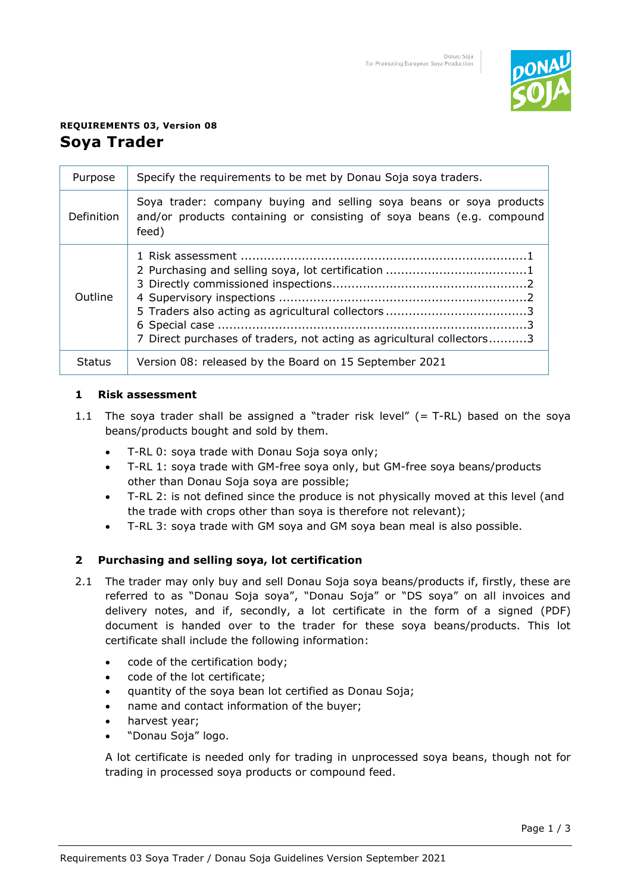**REQUIREMENTS 03, Version 08**

# Soya Trader

| | |
|---|---|
| Purpose | Specify the requirements to be met by Donau Soja soya traders. |
| Definition | Soya trader: company buying and selling soya beans or soya products and/or products containing or consisting of soya beans (e.g. compound feed) |
| Outline | 1 Risk assessment ..........1<br>2 Purchasing and selling soya, lot certification ..........1<br>3 Directly commissioned inspections..........2<br>4 Supervisory inspections ..........2<br>5 Traders also acting as agricultural collectors ..........3<br>6 Special case ..........3<br>7 Direct purchases of traders, not acting as agricultural collectors..........3 |
| Status | Version 08: released by the Board on 15 September 2021 |

## 1 Risk assessment

1.1 The soya trader shall be assigned a "trader risk level" (= T-RL) based on the soya beans/products bought and sold by them.

- T-RL 0: soya trade with Donau Soja soya only;
- T-RL 1: soya trade with GM-free soya only, but GM-free soya beans/products other than Donau Soja soya are possible;
- T-RL 2: is not defined since the produce is not physically moved at this level (and the trade with crops other than soya is therefore not relevant);
- T-RL 3: soya trade with GM soya and GM soya bean meal is also possible.

## 2 Purchasing and selling soya, lot certification

2.1 The trader may only buy and sell Donau Soja soya beans/products if, firstly, these are referred to as "Donau Soja soya", "Donau Soja" or "DS soya" on all invoices and delivery notes, and if, secondly, a lot certificate in the form of a signed (PDF) document is handed over to the trader for these soya beans/products. This lot certificate shall include the following information:

- code of the certification body;
- code of the lot certificate;
- quantity of the soya bean lot certified as Donau Soja;
- name and contact information of the buyer;
- harvest year;
- "Donau Soja" logo.

A lot certificate is needed only for trading in unprocessed soya beans, though not for trading in processed soya products or compound feed.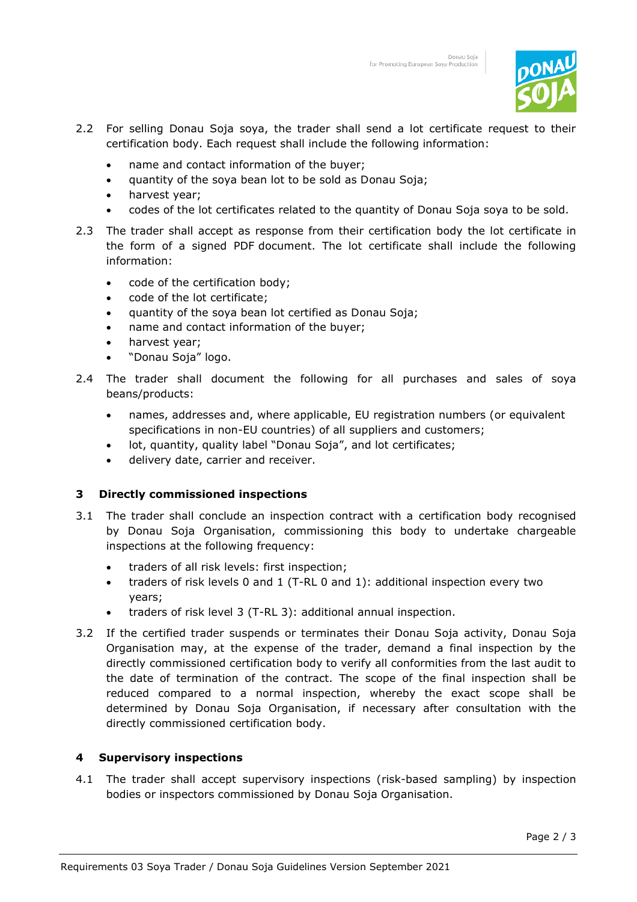2.2 For selling Donau Soja soya, the trader shall send a lot certificate request to their certification body. Each request shall include the following information:

- name and contact information of the buyer;
- quantity of the soya bean lot to be sold as Donau Soja;
- harvest year;
- codes of the lot certificates related to the quantity of Donau Soja soya to be sold.

2.3 The trader shall accept as response from their certification body the lot certificate in the form of a signed PDF document. The lot certificate shall include the following information:

- code of the certification body;
- code of the lot certificate;
- quantity of the soya bean lot certified as Donau Soja;
- name and contact information of the buyer;
- harvest year;
- "Donau Soja" logo.

2.4 The trader shall document the following for all purchases and sales of soya beans/products:

- names, addresses and, where applicable, EU registration numbers (or equivalent specifications in non-EU countries) of all suppliers and customers;
- lot, quantity, quality label "Donau Soja", and lot certificates;
- delivery date, carrier and receiver.

## 3 Directly commissioned inspections

3.1 The trader shall conclude an inspection contract with a certification body recognised by Donau Soja Organisation, commissioning this body to undertake chargeable inspections at the following frequency:

- traders of all risk levels: first inspection;
- traders of risk levels 0 and 1 (T-RL 0 and 1): additional inspection every two years;
- traders of risk level 3 (T-RL 3): additional annual inspection.

3.2 If the certified trader suspends or terminates their Donau Soja activity, Donau Soja Organisation may, at the expense of the trader, demand a final inspection by the directly commissioned certification body to verify all conformities from the last audit to the date of termination of the contract. The scope of the final inspection shall be reduced compared to a normal inspection, whereby the exact scope shall be determined by Donau Soja Organisation, if necessary after consultation with the directly commissioned certification body.

## 4 Supervisory inspections

4.1 The trader shall accept supervisory inspections (risk-based sampling) by inspection bodies or inspectors commissioned by Donau Soja Organisation.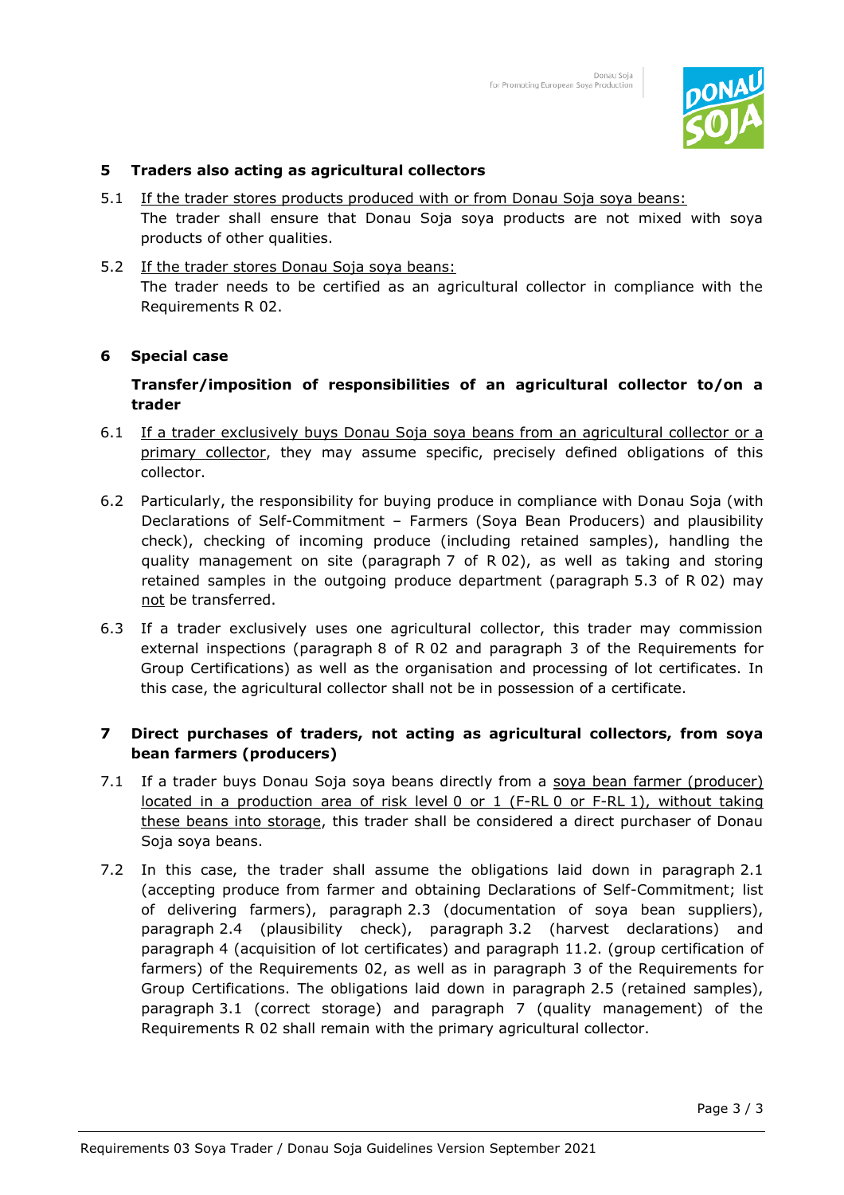## 5 Traders also acting as agricultural collectors

5.1 If the trader stores products produced with or from Donau Soja soya beans:
The trader shall ensure that Donau Soja soya products are not mixed with soya products of other qualities.

5.2 If the trader stores Donau Soja soya beans:
The trader needs to be certified as an agricultural collector in compliance with the Requirements R 02.

## 6 Special case

**Transfer/imposition of responsibilities of an agricultural collector to/on a trader**

6.1 If a trader exclusively buys Donau Soja soya beans from an agricultural collector or a primary collector, they may assume specific, precisely defined obligations of this collector.

6.2 Particularly, the responsibility for buying produce in compliance with Donau Soja (with Declarations of Self-Commitment – Farmers (Soya Bean Producers) and plausibility check), checking of incoming produce (including retained samples), handling the quality management on site (paragraph 7 of R 02), as well as taking and storing retained samples in the outgoing produce department (paragraph 5.3 of R 02) may not be transferred.

6.3 If a trader exclusively uses one agricultural collector, this trader may commission external inspections (paragraph 8 of R 02 and paragraph 3 of the Requirements for Group Certifications) as well as the organisation and processing of lot certificates. In this case, the agricultural collector shall not be in possession of a certificate.

## 7 Direct purchases of traders, not acting as agricultural collectors, from soya bean farmers (producers)

7.1 If a trader buys Donau Soja soya beans directly from a soya bean farmer (producer) located in a production area of risk level 0 or 1 (F-RL 0 or F-RL 1), without taking these beans into storage, this trader shall be considered a direct purchaser of Donau Soja soya beans.

7.2 In this case, the trader shall assume the obligations laid down in paragraph 2.1 (accepting produce from farmer and obtaining Declarations of Self-Commitment; list of delivering farmers), paragraph 2.3 (documentation of soya bean suppliers), paragraph 2.4 (plausibility check), paragraph 3.2 (harvest declarations) and paragraph 4 (acquisition of lot certificates) and paragraph 11.2. (group certification of farmers) of the Requirements 02, as well as in paragraph 3 of the Requirements for Group Certifications. The obligations laid down in paragraph 2.5 (retained samples), paragraph 3.1 (correct storage) and paragraph 7 (quality management) of the Requirements R 02 shall remain with the primary agricultural collector.